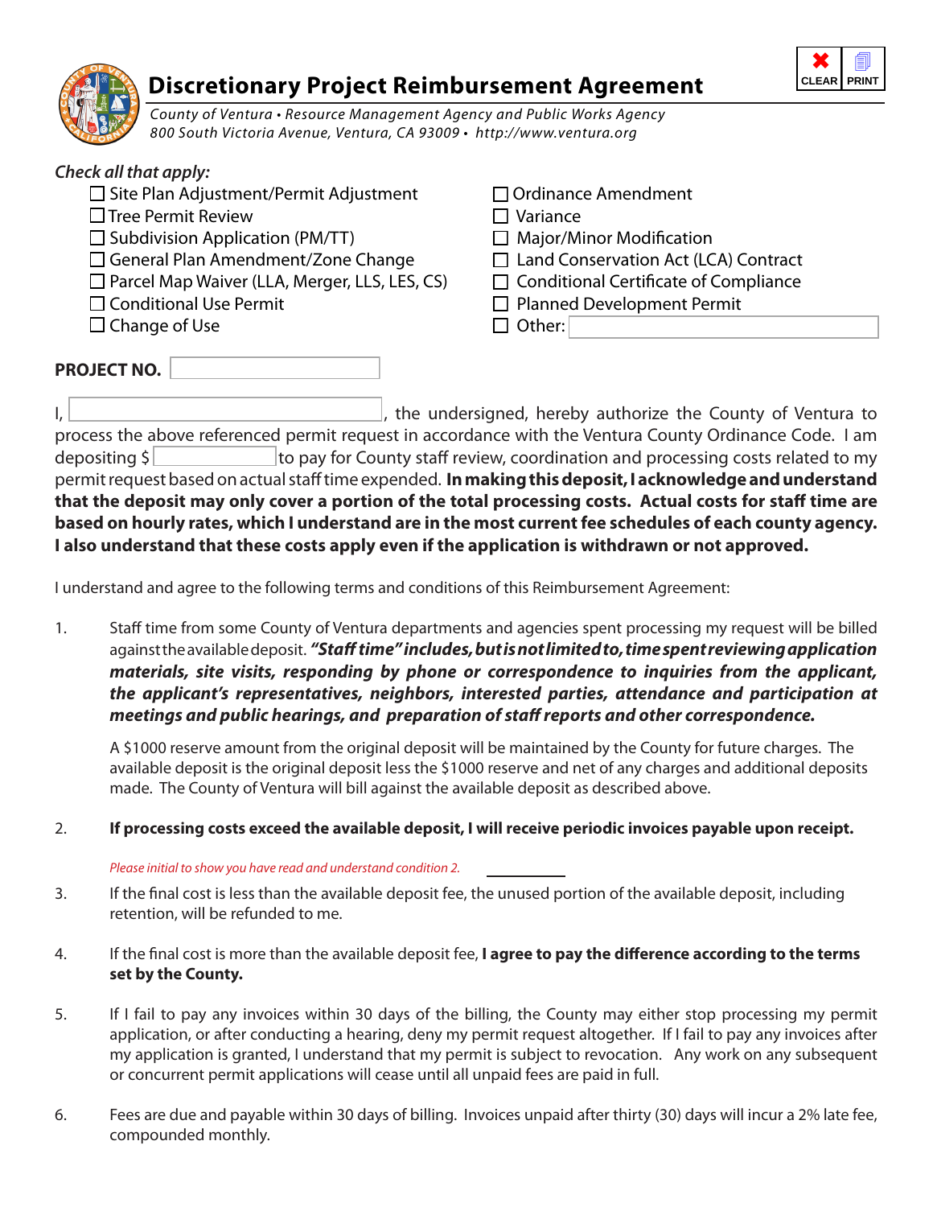# Discretionary Project Reimbursement Agreement

*County of Ventura • Resource Management Agency and Public Works Agency*
*800 South Victoria Avenue, Ventura, CA 93009 • http://www.ventura.org*

*Check all that apply:*

- ☐ Site Plan Adjustment/Permit Adjustment
- ☐ Tree Permit Review
- ☐ Subdivision Application (PM/TT)
- ☐ General Plan Amendment/Zone Change
- ☐ Parcel Map Waiver (LLA, Merger, LLS, LES, CS)
- ☐ Conditional Use Permit
- ☐ Change of Use
- ☐ Ordinance Amendment
- ☐ Variance
- ☐ Major/Minor Modification
- ☐ Land Conservation Act (LCA) Contract
- ☐ Conditional Certificate of Compliance
- ☐ Planned Development Permit
- ☐ Other: ____________

**PROJECT NO.** ____________

I, ____________, the undersigned, hereby authorize the County of Ventura to process the above referenced permit request in accordance with the Ventura County Ordinance Code. I am depositing $ ____________ to pay for County staff review, coordination and processing costs related to my permit request based on actual staff time expended. **In making this deposit, I acknowledge and understand that the deposit may only cover a portion of the total processing costs. Actual costs for staff time are based on hourly rates, which I understand are in the most current fee schedules of each county agency. I also understand that these costs apply even if the application is withdrawn or not approved.**

I understand and agree to the following terms and conditions of this Reimbursement Agreement:

1. Staff time from some County of Ventura departments and agencies spent processing my request will be billed against the available deposit. ***"Staff time" includes, but is not limited to, time spent reviewing application materials, site visits, responding by phone or correspondence to inquiries from the applicant, the applicant's representatives, neighbors, interested parties, attendance and participation at meetings and public hearings, and preparation of staff reports and other correspondence.***

   A $1000 reserve amount from the original deposit will be maintained by the County for future charges. The available deposit is the original deposit less the $1000 reserve and net of any charges and additional deposits made. The County of Ventura will bill against the available deposit as described above.

2. **If processing costs exceed the available deposit, I will receive periodic invoices payable upon receipt.**

   *Please initial to show you have read and understand condition 2.* ________

3. If the final cost is less than the available deposit fee, the unused portion of the available deposit, including retention, will be refunded to me.

4. If the final cost is more than the available deposit fee, **I agree to pay the difference according to the terms set by the County.**

5. If I fail to pay any invoices within 30 days of the billing, the County may either stop processing my permit application, or after conducting a hearing, deny my permit request altogether. If I fail to pay any invoices after my application is granted, I understand that my permit is subject to revocation. Any work on any subsequent or concurrent permit applications will cease until all unpaid fees are paid in full.

6. Fees are due and payable within 30 days of billing. Invoices unpaid after thirty (30) days will incur a 2% late fee, compounded monthly.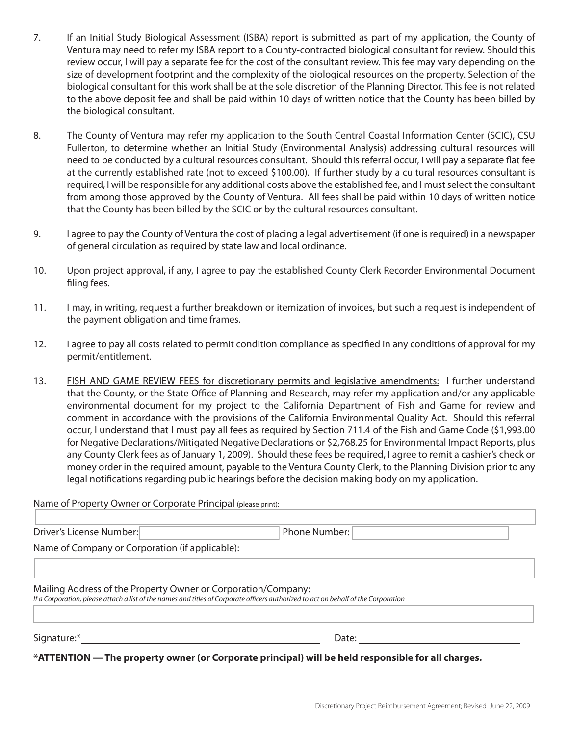7. If an Initial Study Biological Assessment (ISBA) report is submitted as part of my application, the County of Ventura may need to refer my ISBA report to a County-contracted biological consultant for review. Should this review occur, I will pay a separate fee for the cost of the consultant review. This fee may vary depending on the size of development footprint and the complexity of the biological resources on the property. Selection of the biological consultant for this work shall be at the sole discretion of the Planning Director. This fee is not related to the above deposit fee and shall be paid within 10 days of written notice that the County has been billed by the biological consultant.

8. The County of Ventura may refer my application to the South Central Coastal Information Center (SCIC), CSU Fullerton, to determine whether an Initial Study (Environmental Analysis) addressing cultural resources will need to be conducted by a cultural resources consultant. Should this referral occur, I will pay a separate flat fee at the currently established rate (not to exceed $100.00). If further study by a cultural resources consultant is required, I will be responsible for any additional costs above the established fee, and I must select the consultant from among those approved by the County of Ventura. All fees shall be paid within 10 days of written notice that the County has been billed by the SCIC or by the cultural resources consultant.

9. I agree to pay the County of Ventura the cost of placing a legal advertisement (if one is required) in a newspaper of general circulation as required by state law and local ordinance.

10. Upon project approval, if any, I agree to pay the established County Clerk Recorder Environmental Document filing fees.

11. I may, in writing, request a further breakdown or itemization of invoices, but such a request is independent of the payment obligation and time frames.

12. I agree to pay all costs related to permit condition compliance as specified in any conditions of approval for my permit/entitlement.

13. <u>FISH AND GAME REVIEW FEES for discretionary permits and legislative amendments:</u> I further understand that the County, or the State Office of Planning and Research, may refer my application and/or any applicable environmental document for my project to the California Department of Fish and Game for review and comment in accordance with the provisions of the California Environmental Quality Act. Should this referral occur, I understand that I must pay all fees as required by Section 711.4 of the Fish and Game Code ($1,993.00 for Negative Declarations/Mitigated Negative Declarations or $2,768.25 for Environmental Impact Reports, plus any County Clerk fees as of January 1, 2009). Should these fees be required, I agree to remit a cashier's check or money order in the required amount, payable to the Ventura County Clerk, to the Planning Division prior to any legal notifications regarding public hearings before the decision making body on my application.

Name of Property Owner or Corporate Principal (please print): ____________________

Driver's License Number: ____________________ Phone Number: ____________________

Name of Company or Corporation (if applicable): ____________________

Mailing Address of the Property Owner or Corporation/Company:
*If a Corporation, please attach a list of the names and titles of Corporate officers authorized to act on behalf of the Corporation*

____________________

Signature:* ____________________ Date: ____________________

**\*<u>ATTENTION</u> — The property owner (or Corporate principal) will be held responsible for all charges.**

Discretionary Project Reimbursement Agreement; Revised June 22, 2009